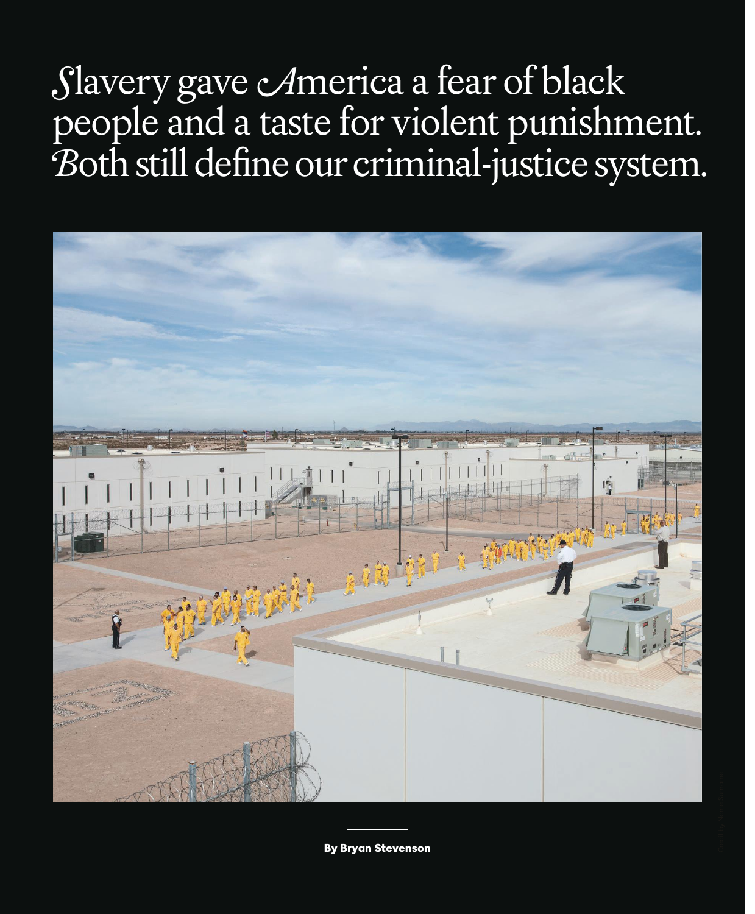# Slavery gave America a fear of black people and a taste for violent punishment. Both still define our criminal-justice system.

**By Bryan Stevenson**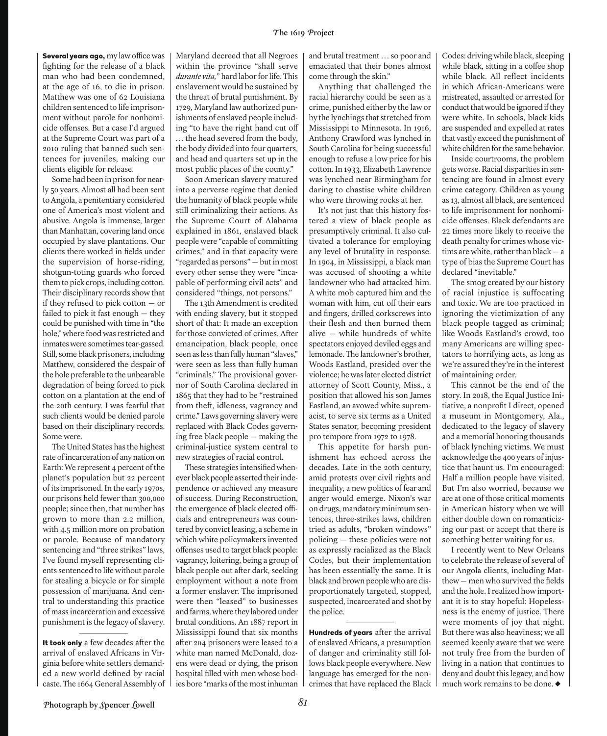**Several years ago,** my law office was fighting for the release of a black man who had been condemned, at the age of 16, to die in prison. Matthew was one of 62 Louisiana children sentenced to life imprisonment without parole for nonhomicide offenses. But a case I'd argued at the Supreme Court was part of a 2010 ruling that banned such sentences for juveniles, making our clients eligible for release.

Some had been in prison for nearly 50 years. Almost all had been sent to Angola, a penitentiary considered one of America's most violent and abusive. Angola is immense, larger than Manhattan, covering land once occupied by slave plantations. Our clients there worked in fields under the supervision of horse-riding, shotgun-toting guards who forced them to pick crops, including cotton. Their disciplinary records show that if they refused to pick cotton — or failed to pick it fast enough — they could be punished with time in "the hole," where food was restricted and inmates were sometimes tear-gassed. Still, some black prisoners, including Matthew, considered the despair of the hole preferable to the unbearable degradation of being forced to pick cotton on a plantation at the end of the 20th century. I was fearful that such clients would be denied parole based on their disciplinary records. Some were.

The United States has the highest rate of incarceration of any nation on Earth: We represent 4 percent of the planet's population but 22 percent of its imprisoned. In the early 1970s, our prisons held fewer than 300,000 people; since then, that number has grown to more than 2.2 million, with 4.5 million more on probation or parole. Because of mandatory sentencing and "three strikes" laws, I've found myself representing clients sentenced to life without parole for stealing a bicycle or for simple possession of marijuana. And central to understanding this practice of mass incarceration and excessive punishment is the legacy of slavery.

---

**It took only** a few decades after the arrival of enslaved Africans in Virginia before white settlers demanded a new world defined by racial caste. The 1664 General Assembly of Maryland decreed that all Negroes within the province "shall serve *durante vita,*" hard labor for life. This enslavement would be sustained by the threat of brutal punishment. By 1729, Maryland law authorized punishments of enslaved people including "to have the right hand cut off … the head severed from the body, the body divided into four quarters, and head and quarters set up in the most public places of the county."

Soon American slavery matured into a perverse regime that denied the humanity of black people while still criminalizing their actions. As the Supreme Court of Alabama explained in 1861, enslaved black people were "capable of committing crimes," and in that capacity were "regarded as persons" — but in most every other sense they were "incapable of performing civil acts" and considered "things, not persons."

The 13th Amendment is credited with ending slavery, but it stopped short of that: It made an exception for those convicted of crimes. After emancipation, black people, once seen as less than fully human "slaves," were seen as less than fully human "criminals." The provisional governor of South Carolina declared in 1865 that they had to be "restrained from theft, idleness, vagrancy and crime." Laws governing slavery were replaced with Black Codes governing free black people — making the criminal-justice system central to new strategies of racial control.

These strategies intensified whenever black people asserted their independence or achieved any measure of success. During Reconstruction, the emergence of black elected officials and entrepreneurs was countered by convict leasing, a scheme in which white policymakers invented offenses used to target black people: vagrancy, loitering, being a group of black people out after dark, seeking employment without a note from a former enslaver. The imprisoned were then "leased" to businesses and farms, where they labored under brutal conditions. An 1887 report in Mississippi found that six months after 204 prisoners were leased to a white man named McDonald, dozens were dead or dying, the prison hospital filled with men whose bodies bore "marks of the most inhuman and brutal treatment … so poor and emaciated that their bones almost come through the skin."

Anything that challenged the racial hierarchy could be seen as a crime, punished either by the law or by the lynchings that stretched from Mississippi to Minnesota. In 1916, Anthony Crawford was lynched in South Carolina for being successful enough to refuse a low price for his cotton. In 1933, Elizabeth Lawrence was lynched near Birmingham for daring to chastise white children who were throwing rocks at her.

It's not just that this history fostered a view of black people as presumptively criminal. It also cultivated a tolerance for employing any level of brutality in response. In 1904, in Mississippi, a black man was accused of shooting a white landowner who had attacked him. A white mob captured him and the woman with him, cut off their ears and fingers, drilled corkscrews into their flesh and then burned them alive — while hundreds of white spectators enjoyed deviled eggs and lemonade. The landowner's brother, Woods Eastland, presided over the violence; he was later elected district attorney of Scott County, Miss., a position that allowed his son James Eastland, an avowed white supremacist, to serve six terms as a United States senator, becoming president pro tempore from 1972 to 1978.

This appetite for harsh punishment has echoed across the decades. Late in the 20th century, amid protests over civil rights and inequality, a new politics of fear and anger would emerge. Nixon's war on drugs, mandatory minimum sentences, three-strikes laws, children tried as adults, "broken windows" policing — these policies were not as expressly racialized as the Black Codes, but their implementation has been essentially the same. It is black and brown people who are disproportionately targeted, stopped, suspected, incarcerated and shot by the police.

---

**Hundreds of years** after the arrival of enslaved Africans, a presumption of danger and criminality still follows black people everywhere. New language has emerged for the noncrimes that have replaced the Black Codes: driving while black, sleeping while black, sitting in a coffee shop while black. All reflect incidents in which African-Americans were mistreated, assaulted or arrested for conduct that would be ignored if they were white. In schools, black kids are suspended and expelled at rates that vastly exceed the punishment of white children for the same behavior.

Inside courtrooms, the problem gets worse. Racial disparities in sentencing are found in almost every crime category. Children as young as 13, almost all black, are sentenced to life imprisonment for nonhomicide offenses. Black defendants are 22 times more likely to receive the death penalty for crimes whose victims are white, rather than black — a type of bias the Supreme Court has declared "inevitable."

The smog created by our history of racial injustice is suffocating and toxic. We are too practiced in ignoring the victimization of any black people tagged as criminal; like Woods Eastland's crowd, too many Americans are willing spectators to horrifying acts, as long as we're assured they're in the interest of maintaining order.

This cannot be the end of the story. In 2018, the Equal Justice Initiative, a nonprofit I direct, opened a museum in Montgomery, Ala., dedicated to the legacy of slavery and a memorial honoring thousands of black lynching victims. We must acknowledge the 400 years of injustice that haunt us. I'm encouraged: Half a million people have visited. But I'm also worried, because we are at one of those critical moments in American history when we will either double down on romanticizing our past or accept that there is something better waiting for us.

I recently went to New Orleans to celebrate the release of several of our Angola clients, including Matthew — men who survived the fields and the hole. I realized how important it is to stay hopeful: Hopelessness is the enemy of justice. There were moments of joy that night. But there was also heaviness; we all seemed keenly aware that we were not truly free from the burden of living in a nation that continues to deny and doubt this legacy, and how much work remains to be done. ◆

Photograph by Spencer Lowell